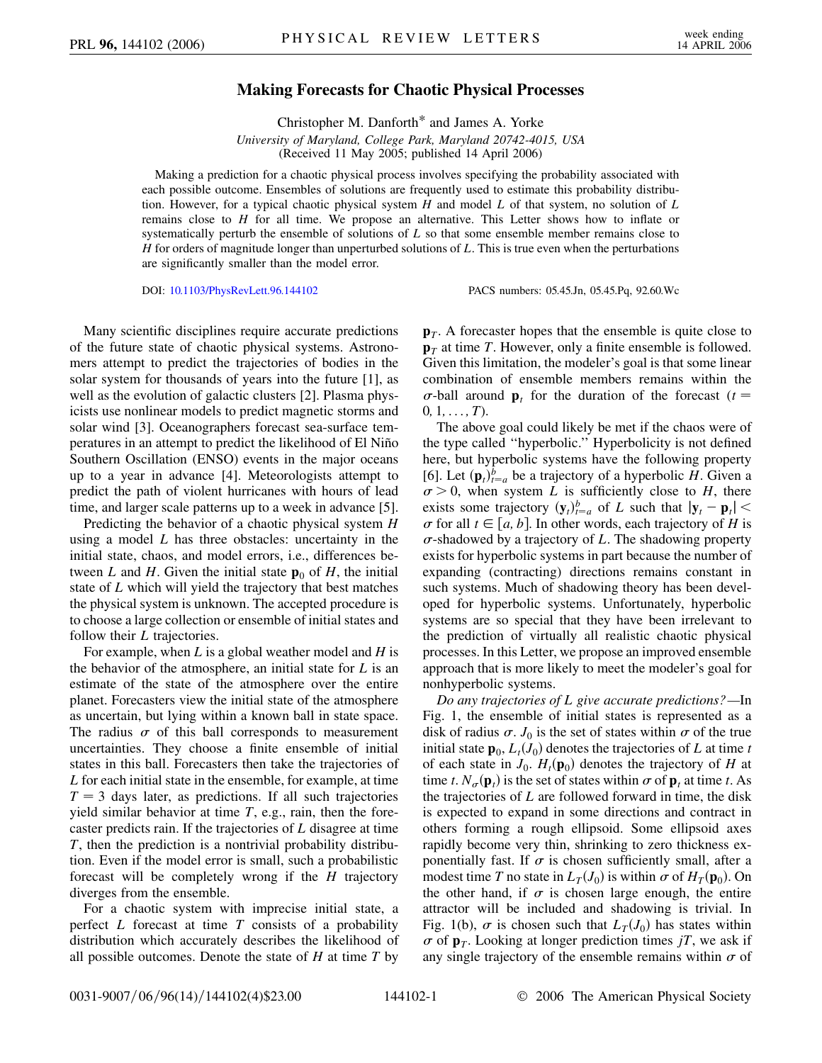# Making Forecasts for Chaotic Physical Processes

Christopher M. Danforth* and James A. Yorke

*University of Maryland, College Park, Maryland 20742-4015, USA*

(Received 11 May 2005; published 14 April 2006)

Making a prediction for a chaotic physical process involves specifying the probability associated with each possible outcome. Ensembles of solutions are frequently used to estimate this probability distribution. However, for a typical chaotic physical system $H$ and model $L$ of that system, no solution of $L$ remains close to $H$ for all time. We propose an alternative. This Letter shows how to inflate or systematically perturb the ensemble of solutions of $L$ so that some ensemble member remains close to $H$ for orders of magnitude longer than unperturbed solutions of $L$. This is true even when the perturbations are significantly smaller than the model error.

DOI: 10.1103/PhysRevLett.96.144102 PACS numbers: 05.45.Jn, 05.45.Pq, 92.60.Wc

Many scientific disciplines require accurate predictions of the future state of chaotic physical systems. Astronomers attempt to predict the trajectories of bodies in the solar system for thousands of years into the future [1], as well as the evolution of galactic clusters [2]. Plasma physicists use nonlinear models to predict magnetic storms and solar wind [3]. Oceanographers forecast sea-surface temperatures in an attempt to predict the likelihood of El Niño Southern Oscillation (ENSO) events in the major oceans up to a year in advance [4]. Meteorologists attempt to predict the path of violent hurricanes with hours of lead time, and larger scale patterns up to a week in advance [5].

Predicting the behavior of a chaotic physical system $H$ using a model $L$ has three obstacles: uncertainty in the initial state, chaos, and model errors, i.e., differences between $L$ and $H$. Given the initial state $\mathbf{p}_0$ of $H$, the initial state of $L$ which will yield the trajectory that best matches the physical system is unknown. The accepted procedure is to choose a large collection or ensemble of initial states and follow their $L$ trajectories.

For example, when $L$ is a global weather model and $H$ is the behavior of the atmosphere, an initial state for $L$ is an estimate of the state of the atmosphere over the entire planet. Forecasters view the initial state of the atmosphere as uncertain, but lying within a known ball in state space. The radius $\sigma$ of this ball corresponds to measurement uncertainties. They choose a finite ensemble of initial states in this ball. Forecasters then take the trajectories of $L$ for each initial state in the ensemble, for example, at time $T = 3$ days later, as predictions. If all such trajectories yield similar behavior at time $T$, e.g., rain, then the forecaster predicts rain. If the trajectories of $L$ disagree at time $T$, then the prediction is a nontrivial probability distribution. Even if the model error is small, such a probabilistic forecast will be completely wrong if the $H$ trajectory diverges from the ensemble.

For a chaotic system with imprecise initial state, a perfect $L$ forecast at time $T$ consists of a probability distribution which accurately describes the likelihood of all possible outcomes. Denote the state of $H$ at time $T$ by $\mathbf{p}_T$. A forecaster hopes that the ensemble is quite close to $\mathbf{p}_T$ at time $T$. However, only a finite ensemble is followed. Given this limitation, the modeler's goal is that some linear combination of ensemble members remains within the $\sigma$-ball around $\mathbf{p}_t$ for the duration of the forecast ($t = 0, 1, \ldots, T$).

The above goal could likely be met if the chaos were of the type called "hyperbolic." Hyperbolicity is not defined here, but hyperbolic systems have the following property [6]. Let $(\mathbf{p}_t)_{t=a}^{b}$ be a trajectory of a hyperbolic $H$. Given a $\sigma > 0$, when system $L$ is sufficiently close to $H$, there exists some trajectory $(\mathbf{y}_t)_{t=a}^{b}$ of $L$ such that $|\mathbf{y}_t - \mathbf{p}_t| < \sigma$ for all $t \in [a, b]$. In other words, each trajectory of $H$ is $\sigma$-shadowed by a trajectory of $L$. The shadowing property exists for hyperbolic systems in part because the number of expanding (contracting) directions remains constant in such systems. Much of shadowing theory has been developed for hyperbolic systems. Unfortunately, hyperbolic systems are so special that they have been irrelevant to the prediction of virtually all realistic chaotic physical processes. In this Letter, we propose an improved ensemble approach that is more likely to meet the modeler's goal for nonhyperbolic systems.

*Do any trajectories of L give accurate predictions?*—In Fig. 1, the ensemble of initial states is represented as a disk of radius $\sigma$. $J_0$ is the set of states within $\sigma$ of the true initial state $\mathbf{p}_0$, $L_t(J_0)$ denotes the trajectories of $L$ at time $t$ of each state in $J_0$. $H_t(\mathbf{p}_0)$ denotes the trajectory of $H$ at time $t$. $N_\sigma(\mathbf{p}_t)$ is the set of states within $\sigma$ of $\mathbf{p}_t$ at time $t$. As the trajectories of $L$ are followed forward in time, the disk is expected to expand in some directions and contract in others forming a rough ellipsoid. Some ellipsoid axes rapidly become very thin, shrinking to zero thickness exponentially fast. If $\sigma$ is chosen sufficiently small, after a modest time $T$ no state in $L_T(J_0)$ is within $\sigma$ of $H_T(\mathbf{p}_0)$. On the other hand, if $\sigma$ is chosen large enough, the entire attractor will be included and shadowing is trivial. In Fig. 1(b), $\sigma$ is chosen such that $L_T(J_0)$ has states within $\sigma$ of $\mathbf{p}_T$. Looking at longer prediction times $jT$, we ask if any single trajectory of the ensemble remains within $\sigma$ of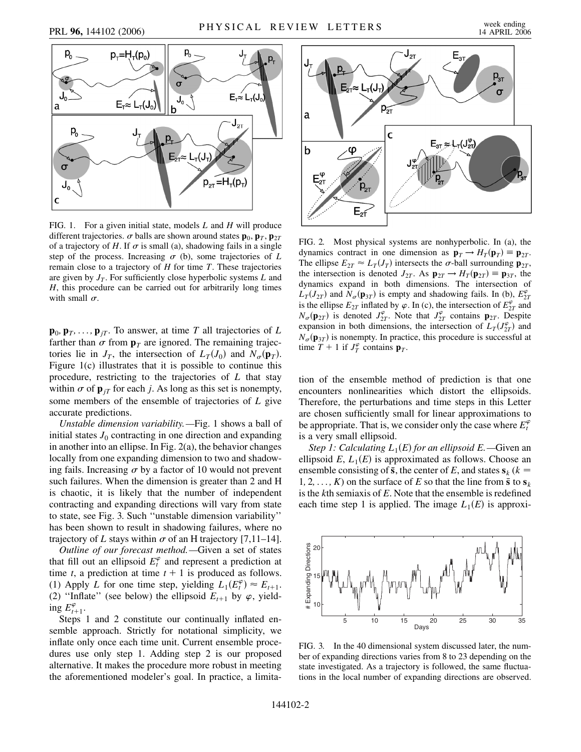FIG. 1. For a given initial state, models $L$ and $H$ will produce different trajectories. $\sigma$ balls are shown around states $\mathbf{p}_0, \mathbf{p}_T, \mathbf{p}_{2T}$ of a trajectory of $H$. If $\sigma$ is small (a), shadowing fails in a single step of the process. Increasing $\sigma$ (b), some trajectories of $L$ remain close to a trajectory of $H$ for time $T$. These trajectories are given by $J_T$. For sufficiently close hyperbolic systems $L$ and $H$, this procedure can be carried out for arbitrarily long times with small $\sigma$.

$\mathbf{p}_0, \mathbf{p}_T, \ldots, \mathbf{p}_{jT}$. To answer, at time $T$ all trajectories of $L$ farther than $\sigma$ from $\mathbf{p}_T$ are ignored. The remaining trajectories lie in $J_T$, the intersection of $L_T(J_0)$ and $N_\sigma(\mathbf{p}_T)$. Figure 1(c) illustrates that it is possible to continue this procedure, restricting to the trajectories of $L$ that stay within $\sigma$ of $\mathbf{p}_{jT}$ for each $j$. As long as this set is nonempty, some members of the ensemble of trajectories of $L$ give accurate predictions.

*Unstable dimension variability.*—Fig. 1 shows a ball of initial states $J_0$ contracting in one direction and expanding in another into an ellipse. In Fig. 2(a), the behavior changes locally from one expanding dimension to two and shadowing fails. Increasing $\sigma$ by a factor of 10 would not prevent such failures. When the dimension is greater than 2 and H is chaotic, it is likely that the number of independent contracting and expanding directions will vary from state to state, see Fig. 3. Such "unstable dimension variability" has been shown to result in shadowing failures, where no trajectory of $L$ stays within $\sigma$ of an H trajectory [7,11–14].

*Outline of our forecast method.*—Given a set of states that fill out an ellipsoid $E_t^\varphi$ and represent a prediction at time $t$, a prediction at time $t+1$ is produced as follows. (1) Apply $L$ for one time step, yielding $L_1(E_t^\varphi) \approx E_{t+1}$. (2) "Inflate" (see below) the ellipsoid $E_{t+1}$ by $\varphi$, yielding $E_{t+1}^\varphi$.

Steps 1 and 2 constitute our continually inflated ensemble approach. Strictly for notational simplicity, we inflate only once each time unit. Current ensemble procedures use only step 1. Adding step 2 is our proposed alternative. It makes the procedure more robust in meeting the aforementioned modeler's goal. In practice, a limitation of the ensemble method of prediction is that one encounters nonlinearities which distort the ellipsoids. Therefore, the perturbations and time steps in this Letter are chosen sufficiently small for linear approximations to be appropriate. That is, we consider only the case where $E_t^\varphi$ is a very small ellipsoid.

FIG. 2. Most physical systems are nonhyperbolic. In (a), the dynamics contract in one dimension as $\mathbf{p}_T \rightarrow H_T(\mathbf{p}_T) \equiv \mathbf{p}_{2T}$. The ellipse $E_{2T} \approx L_T(J_T)$ intersects the $\sigma$-ball surrounding $\mathbf{p}_{2T}$, the intersection is denoted $J_{2T}$. As $\mathbf{p}_{2T} \rightarrow H_T(\mathbf{p}_{2T}) \equiv \mathbf{p}_{3T}$, the dynamics expand in both dimensions. The intersection of $L_T(J_{2T})$ and $N_\sigma(\mathbf{p}_{3T})$ is empty and shadowing fails. In (b), $E_{2T}^\varphi$ is the ellipse $E_{2T}$ inflated by $\varphi$. In (c), the intersection of $E_{2T}^\varphi$ and $N_\sigma(\mathbf{p}_{2T})$ is denoted $J_{2T}^\varphi$. Note that $J_{2T}^\varphi$ contains $\mathbf{p}_{2T}$. Despite expansion in both dimensions, the intersection of $L_T(J_{2T}^\varphi)$ and $N_\sigma(\mathbf{p}_{3T})$ is nonempty. In practice, this procedure is successful at time $T+1$ if $J_T^\varphi$ contains $\mathbf{p}_T$.

*Step 1: Calculating $L_1(E)$ for an ellipsoid $E$.*—Given an ellipsoid $E$, $L_1(E)$ is approximated as follows. Choose an ensemble consisting of $\bar{\mathbf{s}}$, the center of $E$, and states $\mathbf{s}_k$ ($k = 1, 2, \ldots, K$) on the surface of $E$ so that the line from $\bar{\mathbf{s}}$ to $\mathbf{s}_k$ is the $k$th semiaxis of $E$. Note that the ensemble is redefined each time step 1 is applied. The image $L_1(E)$ is approxi-

FIG. 3. In the 40 dimensional system discussed later, the number of expanding directions varies from 8 to 23 depending on the state investigated. As a trajectory is followed, the same fluctuations in the local number of expanding directions are observed.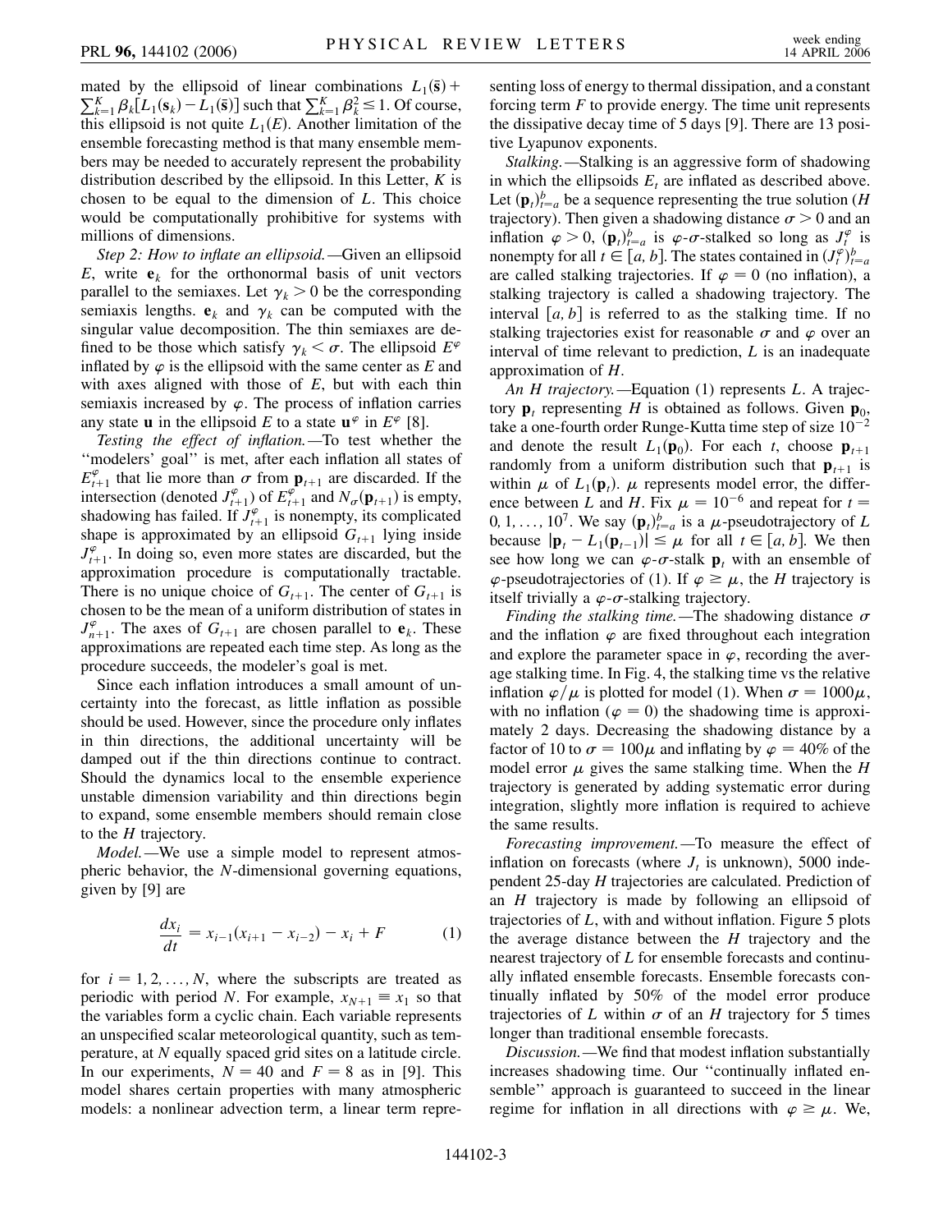mated by the ellipsoid of linear combinations $L_1(\bar{\mathbf{s}}) + \sum_{k=1}^{K} \beta_k [L_1(\mathbf{s}_k) - L_1(\bar{\mathbf{s}})]$ such that $\sum_{k=1}^{K} \beta_k^2 \leq 1$. Of course, this ellipsoid is not quite $L_1(E)$. Another limitation of the ensemble forecasting method is that many ensemble members may be needed to accurately represent the probability distribution described by the ellipsoid. In this Letter, $K$ is chosen to be equal to the dimension of $L$. This choice would be computationally prohibitive for systems with millions of dimensions.

*Step 2: How to inflate an ellipsoid.*—Given an ellipsoid $E$, write $\mathbf{e}_k$ for the orthonormal basis of unit vectors parallel to the semiaxes. Let $\gamma_k > 0$ be the corresponding semiaxis lengths. $\mathbf{e}_k$ and $\gamma_k$ can be computed with the singular value decomposition. The thin semiaxes are defined to be those which satisfy $\gamma_k < \sigma$. The ellipsoid $E^{\varphi}$ inflated by $\varphi$ is the ellipsoid with the same center as $E$ and with axes aligned with those of $E$, but with each thin semiaxis increased by $\varphi$. The process of inflation carries any state $\mathbf{u}$ in the ellipsoid $E$ to a state $\mathbf{u}^{\varphi}$ in $E^{\varphi}$ [8].

*Testing the effect of inflation.*—To test whether the "modelers' goal" is met, after each inflation all states of $E_{t+1}^{\varphi}$ that lie more than $\sigma$ from $\mathbf{p}_{t+1}$ are discarded. If the intersection (denoted $J_{t+1}^{\varphi}$) of $E_{t+1}^{\varphi}$ and $N_{\sigma}(\mathbf{p}_{t+1})$ is empty, shadowing has failed. If $J_{t+1}^{\varphi}$ is nonempty, its complicated shape is approximated by an ellipsoid $G_{t+1}$ lying inside $J_{t+1}^{\varphi}$. In doing so, even more states are discarded, but the approximation procedure is computationally tractable. There is no unique choice of $G_{t+1}$. The center of $G_{t+1}$ is chosen to be the mean of a uniform distribution of states in $J_{n+1}^{\varphi}$. The axes of $G_{t+1}$ are chosen parallel to $\mathbf{e}_k$. These approximations are repeated each time step. As long as the procedure succeeds, the modeler's goal is met.

Since each inflation introduces a small amount of uncertainty into the forecast, as little inflation as possible should be used. However, since the procedure only inflates in thin directions, the additional uncertainty will be damped out if the thin directions continue to contract. Should the dynamics local to the ensemble experience unstable dimension variability and thin directions begin to expand, some ensemble members should remain close to the $H$ trajectory.

*Model.*—We use a simple model to represent atmospheric behavior, the $N$-dimensional governing equations, given by [9] are

$$\frac{dx_i}{dt} = x_{i-1}(x_{i+1} - x_{i-2}) - x_i + F \qquad (1)$$

for $i = 1, 2, \ldots, N$, where the subscripts are treated as periodic with period $N$. For example, $x_{N+1} \equiv x_1$ so that the variables form a cyclic chain. Each variable represents an unspecified scalar meteorological quantity, such as temperature, at $N$ equally spaced grid sites on a latitude circle. In our experiments, $N = 40$ and $F = 8$ as in [9]. This model shares certain properties with many atmospheric models: a nonlinear advection term, a linear term representing loss of energy to thermal dissipation, and a constant forcing term $F$ to provide energy. The time unit represents the dissipative decay time of 5 days [9]. There are 13 positive Lyapunov exponents.

*Stalking.*—Stalking is an aggressive form of shadowing in which the ellipsoids $E_t$ are inflated as described above. Let $(\mathbf{p}_t)_{t=a}^{b}$ be a sequence representing the true solution ($H$ trajectory). Then given a shadowing distance $\sigma > 0$ and an inflation $\varphi > 0$, $(\mathbf{p}_t)_{t=a}^{b}$ is $\varphi$-$\sigma$-stalked so long as $J_t^{\varphi}$ is nonempty for all $t \in [a, b]$. The states contained in $(J_t^{\varphi})_{t=a}^{b}$ are called stalking trajectories. If $\varphi = 0$ (no inflation), a stalking trajectory is called a shadowing trajectory. The interval $[a, b]$ is referred to as the stalking time. If no stalking trajectories exist for reasonable $\sigma$ and $\varphi$ over an interval of time relevant to prediction, $L$ is an inadequate approximation of $H$.

*An H trajectory.*—Equation (1) represents $L$. A trajectory $\mathbf{p}_t$ representing $H$ is obtained as follows. Given $\mathbf{p}_0$, take a one-fourth order Runge-Kutta time step of size $10^{-2}$ and denote the result $L_1(\mathbf{p}_0)$. For each $t$, choose $\mathbf{p}_{t+1}$ randomly from a uniform distribution such that $\mathbf{p}_{t+1}$ is within $\mu$ of $L_1(\mathbf{p}_t)$. $\mu$ represents model error, the difference between $L$ and $H$. Fix $\mu = 10^{-6}$ and repeat for $t = 0, 1, \ldots, 10^7$. We say $(\mathbf{p}_t)_{t=a}^{b}$ is a $\mu$-pseudotrajectory of $L$ because $|\mathbf{p}_t - L_1(\mathbf{p}_{t-1})| \leq \mu$ for all $t \in [a, b]$. We then see how long we can $\varphi$-$\sigma$-stalk $\mathbf{p}_t$ with an ensemble of $\varphi$-pseudotrajectories of (1). If $\varphi \geq \mu$, the $H$ trajectory is itself trivially a $\varphi$-$\sigma$-stalking trajectory.

*Finding the stalking time.*—The shadowing distance $\sigma$ and the inflation $\varphi$ are fixed throughout each integration and explore the parameter space in $\varphi$, recording the average stalking time. In Fig. 4, the stalking time vs the relative inflation $\varphi/\mu$ is plotted for model (1). When $\sigma = 1000\mu$, with no inflation ($\varphi = 0$) the shadowing time is approximately 2 days. Decreasing the shadowing distance by a factor of 10 to $\sigma = 100\mu$ and inflating by $\varphi = 40\%$ of the model error $\mu$ gives the same stalking time. When the $H$ trajectory is generated by adding systematic error during integration, slightly more inflation is required to achieve the same results.

*Forecasting improvement.*—To measure the effect of inflation on forecasts (where $J_t$ is unknown), 5000 independent 25-day $H$ trajectories are calculated. Prediction of an $H$ trajectory is made by following an ellipsoid of trajectories of $L$, with and without inflation. Figure 5 plots the average distance between the $H$ trajectory and the nearest trajectory of $L$ for ensemble forecasts and continually inflated ensemble forecasts. Ensemble forecasts continually inflated by 50% of the model error produce trajectories of $L$ within $\sigma$ of an $H$ trajectory for 5 times longer than traditional ensemble forecasts.

*Discussion.*—We find that modest inflation substantially increases shadowing time. Our "continually inflated ensemble" approach is guaranteed to succeed in the linear regime for inflation in all directions with $\varphi \geq \mu$. We,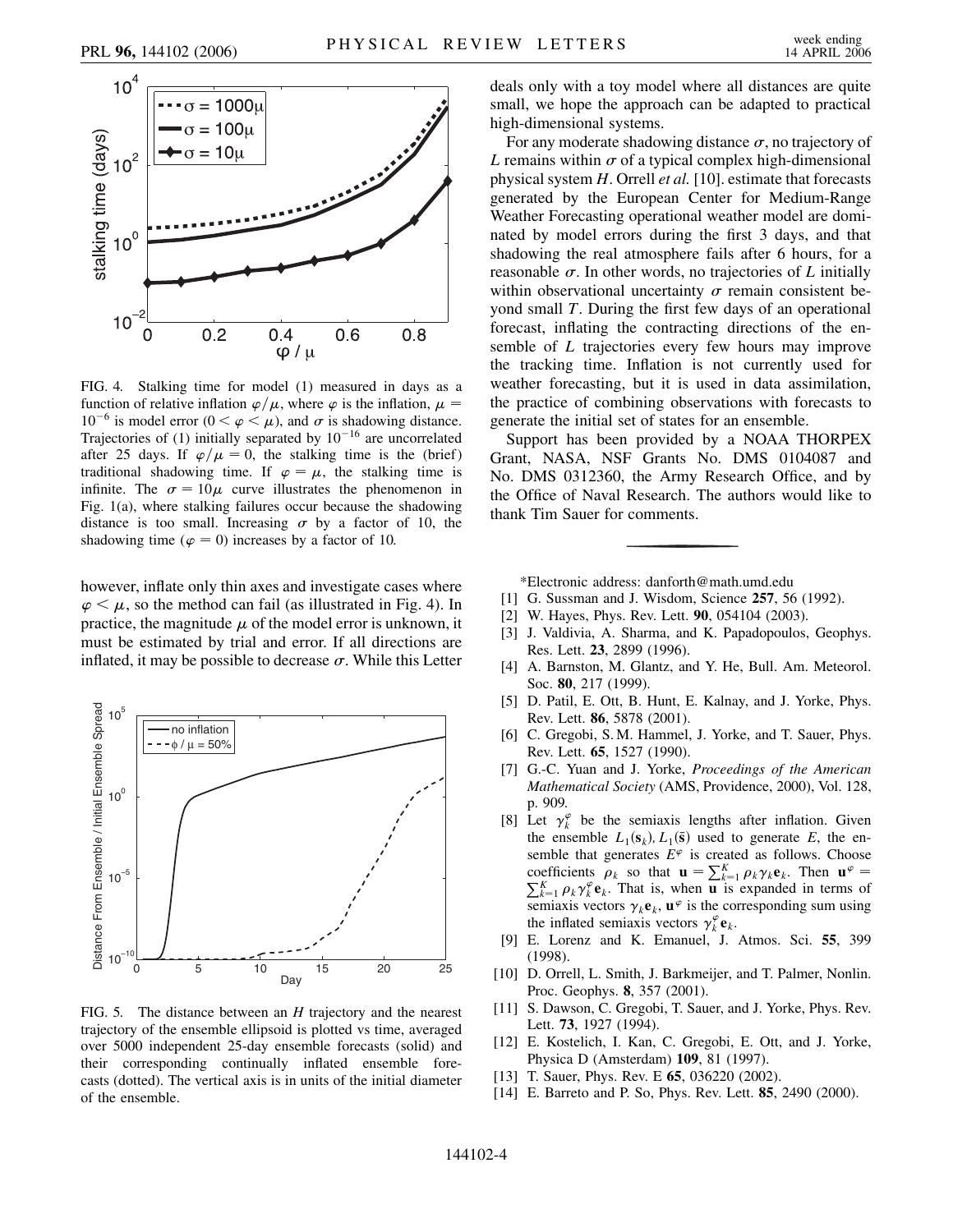10^4
σ = 1000μ
σ = 100μ
σ = 10μ
stalking time (days)
10^2
10^0
10^-2
0
0.2
0.4
0.6
0.8
φ / μ

FIG. 4. Stalking time for model (1) measured in days as a function of relative inflation $\varphi/\mu$, where $\varphi$ is the inflation, $\mu = 10^{-6}$ is model error ($0 < \varphi < \mu$), and $\sigma$ is shadowing distance. Trajectories of (1) initially separated by $10^{-16}$ are uncorrelated after 25 days. If $\varphi/\mu = 0$, the stalking time is the (brief) traditional shadowing time. If $\varphi = \mu$, the stalking time is infinite. The $\sigma = 10\mu$ curve illustrates the phenomenon in Fig. 1(a), where stalking failures occur because the shadowing distance is too small. Increasing $\sigma$ by a factor of 10, the shadowing time ($\varphi = 0$) increases by a factor of 10.

however, inflate only thin axes and investigate cases where $\varphi < \mu$, so the method can fail (as illustrated in Fig. 4). In practice, the magnitude $\mu$ of the model error is unknown, it must be estimated by trial and error. If all directions are inflated, it may be possible to decrease $\sigma$. While this Letter deals only with a toy model where all distances are quite small, we hope the approach can be adapted to practical high-dimensional systems.

10^5
no inflation
φ / μ = 50%
Distance From Ensemble / Initial Ensemble Spread
10^0
10^-5
10^-10
0
5
10
15
20
25
Day

FIG. 5. The distance between an $H$ trajectory and the nearest trajectory of the ensemble ellipsoid is plotted vs time, averaged over 5000 independent 25-day ensemble forecasts (solid) and their corresponding continually inflated ensemble forecasts (dotted). The vertical axis is in units of the initial diameter of the ensemble.

For any moderate shadowing distance $\sigma$, no trajectory of $L$ remains within $\sigma$ of a typical complex high-dimensional physical system $H$. Orrell *et al.* [10]. estimate that forecasts generated by the European Center for Medium-Range Weather Forecasting operational weather model are dominated by model errors during the first 3 days, and that shadowing the real atmosphere fails after 6 hours, for a reasonable $\sigma$. In other words, no trajectories of $L$ initially within observational uncertainty $\sigma$ remain consistent beyond small $T$. During the first few days of an operational forecast, inflating the contracting directions of the ensemble of $L$ trajectories every few hours may improve the tracking time. Inflation is not currently used for weather forecasting, but it is used in data assimilation, the practice of combining observations with forecasts to generate the initial set of states for an ensemble.

Support has been provided by a NOAA THORPEX Grant, NASA, NSF Grants No. DMS 0104087 and No. DMS 0312360, the Army Research Office, and by the Office of Naval Research. The authors would like to thank Tim Sauer for comments.

---

*Electronic address: danforth@math.umd.edu

[1] G. Sussman and J. Wisdom, Science **257**, 56 (1992).

[2] W. Hayes, Phys. Rev. Lett. **90**, 054104 (2003).

[3] J. Valdivia, A. Sharma, and K. Papadopoulos, Geophys. Res. Lett. **23**, 2899 (1996).

[4] A. Barnston, M. Glantz, and Y. He, Bull. Am. Meteorol. Soc. **80**, 217 (1999).

[5] D. Patil, E. Ott, B. Hunt, E. Kalnay, and J. Yorke, Phys. Rev. Lett. **86**, 5878 (2001).

[6] C. Gregobi, S. M. Hammel, J. Yorke, and T. Sauer, Phys. Rev. Lett. **65**, 1527 (1990).

[7] G.-C. Yuan and J. Yorke, *Proceedings of the American Mathematical Society* (AMS, Providence, 2000), Vol. 128, p. 909.

[8] Let $\gamma_k^\varphi$ be the semiaxis lengths after inflation. Given the ensemble $L_1(\mathbf{s}_k), L_1(\bar{\mathbf{s}})$ used to generate $E$, the ensemble that generates $E^\varphi$ is created as follows. Choose coefficients $\rho_k$ so that $\mathbf{u} = \sum_{k=1}^{K} \rho_k \gamma_k \mathbf{e}_k$. Then $\mathbf{u}^\varphi = \sum_{k=1}^{K} \rho_k \gamma_k^\varphi \mathbf{e}_k$. That is, when $\mathbf{u}$ is expanded in terms of semiaxis vectors $\gamma_k \mathbf{e}_k$, $\mathbf{u}^\varphi$ is the corresponding sum using the inflated semiaxis vectors $\gamma_k^\varphi \mathbf{e}_k$.

[9] E. Lorenz and K. Emanuel, J. Atmos. Sci. **55**, 399 (1998).

[10] D. Orrell, L. Smith, J. Barkmeijer, and T. Palmer, Nonlin. Proc. Geophys. **8**, 357 (2001).

[11] S. Dawson, C. Gregobi, T. Sauer, and J. Yorke, Phys. Rev. Lett. **73**, 1927 (1994).

[12] E. Kostelich, I. Kan, C. Gregobi, E. Ott, and J. Yorke, Physica D (Amsterdam) **109**, 81 (1997).

[13] T. Sauer, Phys. Rev. E **65**, 036220 (2002).

[14] E. Barreto and P. So, Phys. Rev. Lett. **85**, 2490 (2000).